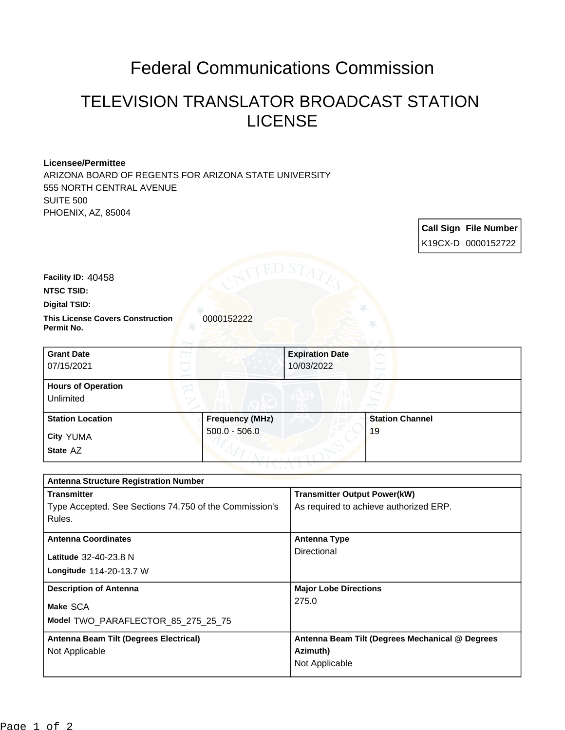# Federal Communications Commission

## TELEVISION TRANSLATOR BROADCAST STATION LICENSE

**Licensee/Permittee**
ARIZONA BOARD OF REGENTS FOR ARIZONA STATE UNIVERSITY
555 NORTH CENTRAL AVENUE
SUITE 500
PHOENIX, AZ, 85004

| Call Sign | File Number |
|---|---|
| K19CX-D | 0000152722 |

**Facility ID:** 40458

**NTSC TSID:**

**Digital TSID:**

**This License Covers Construction Permit No.** 0000152222

| Grant Date | Expiration Date |
|---|---|
| 07/15/2021 | 10/03/2022 |

**Hours of Operation**
Unlimited

| Station Location | Frequency (MHz) | Station Channel |
|---|---|---|
| City YUMA<br>State AZ | 500.0 - 506.0 | 19 |

**Antenna Structure Registration Number**

| | |
|---|---|
| **Transmitter**<br>Type Accepted. See Sections 74.750 of the Commission's Rules. | **Transmitter Output Power(kW)**<br>As required to achieve authorized ERP. |
| **Antenna Coordinates**<br>Latitude 32-40-23.8 N<br>Longitude 114-20-13.7 W | **Antenna Type**<br>Directional |
| **Description of Antenna**<br>Make SCA<br>Model TWO_PARAFLECTOR_85_275_25_75 | **Major Lobe Directions**<br>275.0 |
| **Antenna Beam Tilt (Degrees Electrical)**<br>Not Applicable | **Antenna Beam Tilt (Degrees Mechanical @ Degrees Azimuth)**<br>Not Applicable |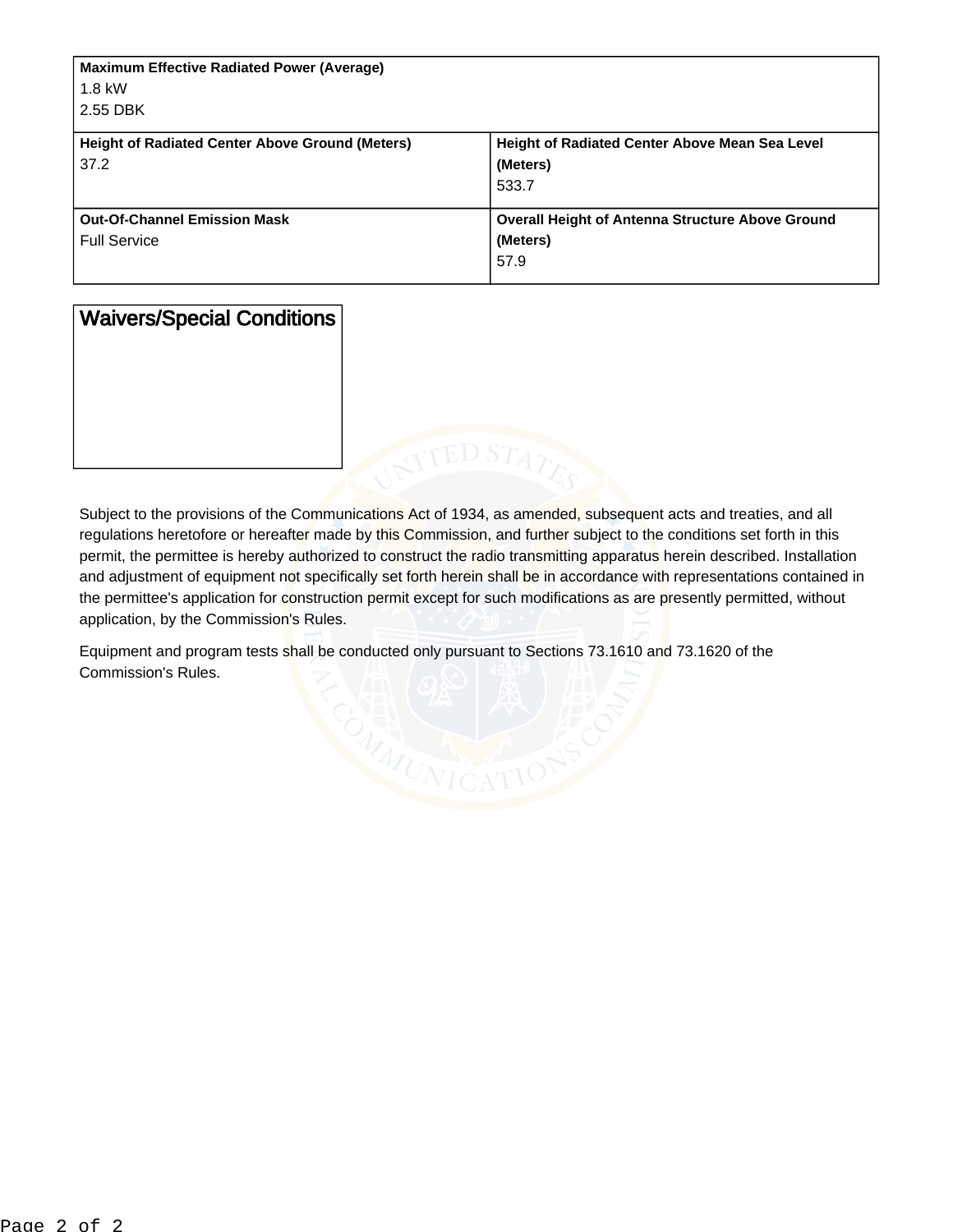| | |
|---|---|
| **Maximum Effective Radiated Power (Average)**<br>1.8 kW<br>2.55 DBK | |
| **Height of Radiated Center Above Ground (Meters)**<br>37.2 | **Height of Radiated Center Above Mean Sea Level (Meters)**<br>533.7 |
| **Out-Of-Channel Emission Mask**<br>Full Service | **Overall Height of Antenna Structure Above Ground (Meters)**<br>57.9 |

## Waivers/Special Conditions

Subject to the provisions of the Communications Act of 1934, as amended, subsequent acts and treaties, and all regulations heretofore or hereafter made by this Commission, and further subject to the conditions set forth in this permit, the permittee is hereby authorized to construct the radio transmitting apparatus herein described. Installation and adjustment of equipment not specifically set forth herein shall be in accordance with representations contained in the permittee's application for construction permit except for such modifications as are presently permitted, without application, by the Commission's Rules.

Equipment and program tests shall be conducted only pursuant to Sections 73.1610 and 73.1620 of the Commission's Rules.